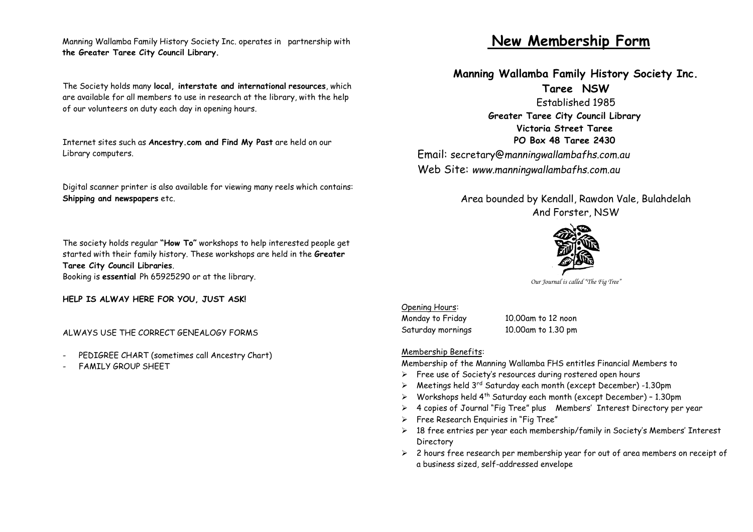Manning Wallamba Family History Society Inc. operates in partnership with **the Greater Taree City Council Library.**

The Society holds many **local, interstate and international resources**, which are available for all members to use in research at the library, with the help of our volunteers on duty each day in opening hours.

Internet sites such as **Ancestry.com and Find My Past** are held on our Library computers.

Digital scanner printer is also available for viewing many reels which contains: **Shipping and newspapers** etc.

The society holds regular **"How To"** workshops to help interested people get started with their family history. These workshops are held in the **Greater Taree City Council Libraries**.
Booking is **essential** Ph 65925290 or at the library.

**HELP IS ALWAY HERE FOR YOU, JUST ASK!**

ALWAYS USE THE CORRECT GENEALOGY FORMS

- PEDIGREE CHART (sometimes call Ancestry Chart)
- FAMILY GROUP SHEET

# New Membership Form

**Manning Wallamba Family History Society Inc.**

**Taree NSW**

Established 1985

**Greater Taree City Council Library**
**Victoria Street Taree**
**PO Box 48 Taree 2430**

Email: *secretary@manningwallambafhs.com.au*
Web Site: *www.manningwallambafhs.com.au*

Area bounded by Kendall, Rawdon Vale, Bulahdelah And Forster, NSW

*Our Journal is called "The Fig Tree"*

Opening Hours:

| | |
|---|---|
| Monday to Friday | 10.00am to 12 noon |
| Saturday mornings | 10.00am to 1.30 pm |

Membership Benefits:

Membership of the Manning Wallamba FHS entitles Financial Members to

- Free use of Society's resources during rostered open hours
- Meetings held 3rd Saturday each month (except December) -1.30pm
- Workshops held 4th Saturday each month (except December) – 1.30pm
- 4 copies of Journal "Fig Tree" plus Members' Interest Directory per year
- Free Research Enquiries in "Fig Tree"
- 18 free entries per year each membership/family in Society's Members' Interest Directory
- 2 hours free research per membership year for out of area members on receipt of a business sized, self-addressed envelope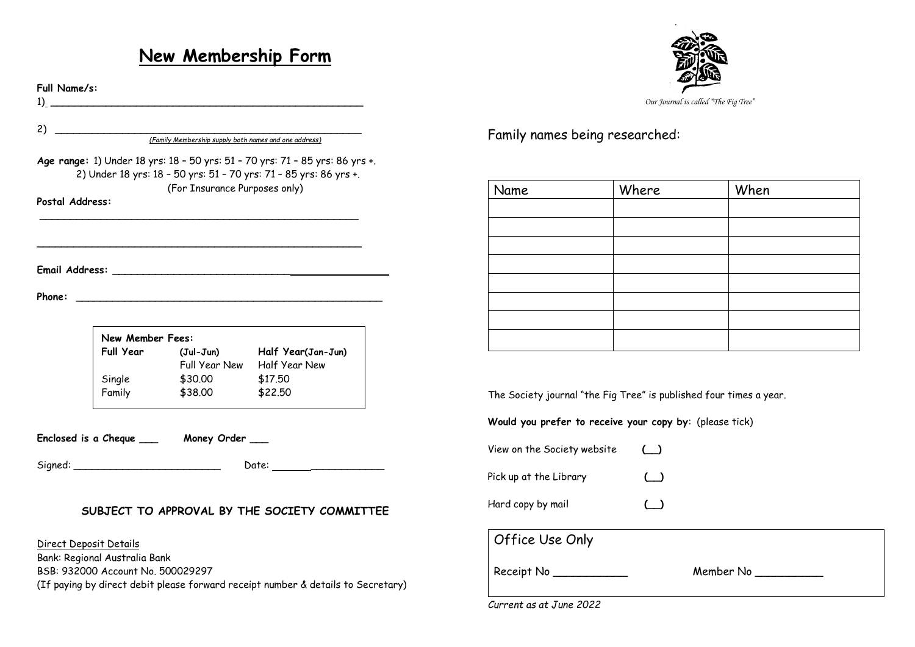# New Membership Form

**Full Name/s:**

1) ____________________________________________________

2) ____________________________________________________

*(Family Membership supply both names and one address)*

**Age range:** 1) Under 18 yrs: 18 – 50 yrs: 51 – 70 yrs: 71 – 85 yrs: 86 yrs +.
2) Under 18 yrs: 18 – 50 yrs: 51 – 70 yrs: 71 – 85 yrs: 86 yrs +.
(For Insurance Purposes only)

**Postal Address:**

____________________________________________________

____________________________________________________

**Email Address:** ____________________________________________

**Phone:** ____________________________________________________

| **New Member Fees:** | | |
|---|---|---|
| **Full Year** | **(Jul-Jun)** | **Half Year(Jan-Jun)** |
| | Full Year New | Half Year New |
| Single | $30.00 | $17.50 |
| Family | $38.00 | $22.50 |

**Enclosed is a Cheque** ___ **Money Order** ___

Signed: ________________________ Date: __________________

**SUBJECT TO APPROVAL BY THE SOCIETY COMMITTEE**

Direct Deposit Details
Bank: Regional Australia Bank
BSB: 932000 Account No. 500029297
(If paying by direct debit please forward receipt number & details to Secretary)

*Our Journal is called "The Fig Tree"*

Family names being researched:

| Name | Where | When |
|---|---|---|
| | | |
| | | |
| | | |
| | | |
| | | |
| | | |
| | | |
| | | |

The Society journal "the Fig Tree" is published four times a year.

**Would you prefer to receive your copy by**: (please tick)

View on the Society website (__)

Pick up at the Library (__)

Hard copy by mail (__)

Office Use Only

Receipt No ___________ Member No __________

*Current as at June 2022*